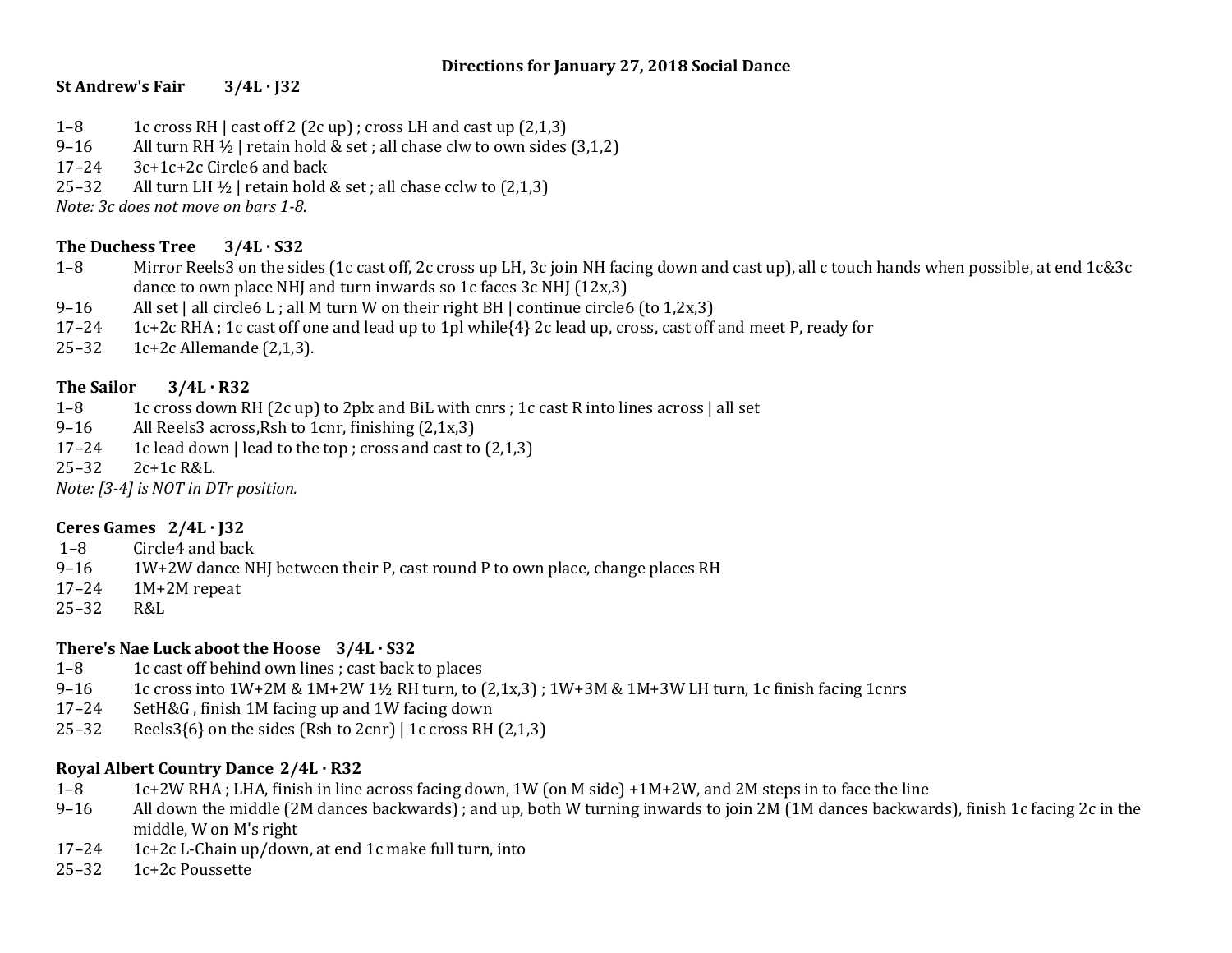# Directions for January 27, 2018 Social Dance

## St Andrew's Fair 3/4L · J32

1–8 1c cross RH | cast off 2 (2c up) ; cross LH and cast up (2,1,3)
9–16 All turn RH ½ | retain hold & set ; all chase clw to own sides (3,1,2)
17–24 3c+1c+2c Circle6 and back
25–32 All turn LH ½ | retain hold & set ; all chase cclw to (2,1,3)

*Note: 3c does not move on bars 1-8.*

## The Duchess Tree 3/4L · S32

1–8 Mirror Reels3 on the sides (1c cast off, 2c cross up LH, 3c join NH facing down and cast up), all c touch hands when possible, at end 1c&3c dance to own place NHJ and turn inwards so 1c faces 3c NHJ (12x,3)
9–16 All set | all circle6 L ; all M turn W on their right BH | continue circle6 (to 1,2x,3)
17–24 1c+2c RHA ; 1c cast off one and lead up to 1pl while{4} 2c lead up, cross, cast off and meet P, ready for
25–32 1c+2c Allemande (2,1,3).

## The Sailor 3/4L · R32

1–8 1c cross down RH (2c up) to 2plx and BiL with cnrs ; 1c cast R into lines across | all set
9–16 All Reels3 across,Rsh to 1cnr, finishing (2,1x,3)
17–24 1c lead down | lead to the top ; cross and cast to (2,1,3)
25–32 2c+1c R&L.

*Note: [3-4] is NOT in DTr position.*

## Ceres Games 2/4L · J32

1–8 Circle4 and back
9–16 1W+2W dance NHJ between their P, cast round P to own place, change places RH
17–24 1M+2M repeat
25–32 R&L

## There's Nae Luck aboot the Hoose 3/4L · S32

1–8 1c cast off behind own lines ; cast back to places
9–16 1c cross into 1W+2M & 1M+2W 1½ RH turn, to (2,1x,3) ; 1W+3M & 1M+3W LH turn, 1c finish facing 1cnrs
17–24 SetH&G , finish 1M facing up and 1W facing down
25–32 Reels3{6} on the sides (Rsh to 2cnr) | 1c cross RH (2,1,3)

## Royal Albert Country Dance 2/4L · R32

1–8 1c+2W RHA ; LHA, finish in line across facing down, 1W (on M side) +1M+2W, and 2M steps in to face the line
9–16 All down the middle (2M dances backwards) ; and up, both W turning inwards to join 2M (1M dances backwards), finish 1c facing 2c in the middle, W on M's right
17–24 1c+2c L-Chain up/down, at end 1c make full turn, into
25–32 1c+2c Poussette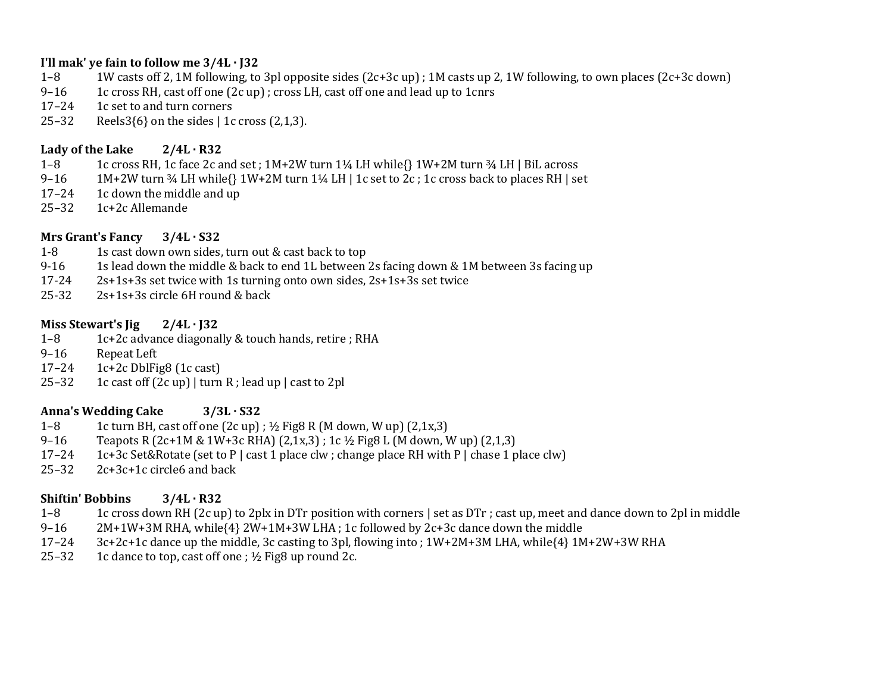**I'll mak' ye fain to follow me 3/4L · J32**

| | |
|---|---|
| 1–8 | 1W casts off 2, 1M following, to 3pl opposite sides (2c+3c up) ; 1M casts up 2, 1W following, to own places (2c+3c down) |
| 9–16 | 1c cross RH, cast off one (2c up) ; cross LH, cast off one and lead up to 1cnrs |
| 17–24 | 1c set to and turn corners |
| 25–32 | Reels3{6} on the sides \| 1c cross (2,1,3). |

**Lady of the Lake 2/4L · R32**

| | |
|---|---|
| 1–8 | 1c cross RH, 1c face 2c and set ; 1M+2W turn 1¼ LH while{} 1W+2M turn ¾ LH \| BiL across |
| 9–16 | 1M+2W turn ¾ LH while{} 1W+2M turn 1¼ LH \| 1c set to 2c ; 1c cross back to places RH \| set |
| 17–24 | 1c down the middle and up |
| 25–32 | 1c+2c Allemande |

**Mrs Grant's Fancy 3/4L · S32**

| | |
|---|---|
| 1-8 | 1s cast down own sides, turn out & cast back to top |
| 9-16 | 1s lead down the middle & back to end 1L between 2s facing down & 1M between 3s facing up |
| 17-24 | 2s+1s+3s set twice with 1s turning onto own sides, 2s+1s+3s set twice |
| 25-32 | 2s+1s+3s circle 6H round & back |

**Miss Stewart's Jig 2/4L · J32**

| | |
|---|---|
| 1–8 | 1c+2c advance diagonally & touch hands, retire ; RHA |
| 9–16 | Repeat Left |
| 17–24 | 1c+2c DblFig8 (1c cast) |
| 25–32 | 1c cast off (2c up) \| turn R ; lead up \| cast to 2pl |

**Anna's Wedding Cake 3/3L · S32**

| | |
|---|---|
| 1–8 | 1c turn BH, cast off one (2c up) ; ½ Fig8 R (M down, W up) (2,1x,3) |
| 9–16 | Teapots R (2c+1M & 1W+3c RHA) (2,1x,3) ; 1c ½ Fig8 L (M down, W up) (2,1,3) |
| 17–24 | 1c+3c Set&Rotate (set to P \| cast 1 place clw ; change place RH with P \| chase 1 place clw) |
| 25–32 | 2c+3c+1c circle6 and back |

**Shiftin' Bobbins 3/4L · R32**

| | |
|---|---|
| 1–8 | 1c cross down RH (2c up) to 2plx in DTr position with corners \| set as DTr ; cast up, meet and dance down to 2pl in middle |
| 9–16 | 2M+1W+3M RHA, while{4} 2W+1M+3W LHA ; 1c followed by 2c+3c dance down the middle |
| 17–24 | 3c+2c+1c dance up the middle, 3c casting to 3pl, flowing into ; 1W+2M+3M LHA, while{4} 1M+2W+3W RHA |
| 25–32 | 1c dance to top, cast off one ; ½ Fig8 up round 2c. |